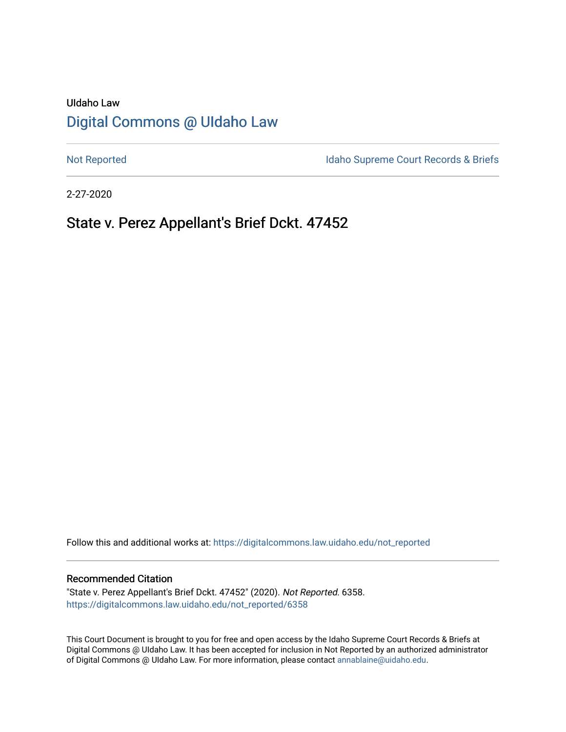UIdaho Law

# Digital Commons @ UIdaho Law

Not Reported

Idaho Supreme Court Records & Briefs

2-27-2020

## State v. Perez Appellant's Brief Dckt. 47452

Follow this and additional works at: https://digitalcommons.law.uidaho.edu/not_reported

### Recommended Citation

"State v. Perez Appellant's Brief Dckt. 47452" (2020). *Not Reported*. 6358.
https://digitalcommons.law.uidaho.edu/not_reported/6358

This Court Document is brought to you for free and open access by the Idaho Supreme Court Records & Briefs at Digital Commons @ UIdaho Law. It has been accepted for inclusion in Not Reported by an authorized administrator of Digital Commons @ UIdaho Law. For more information, please contact annablaine@uidaho.edu.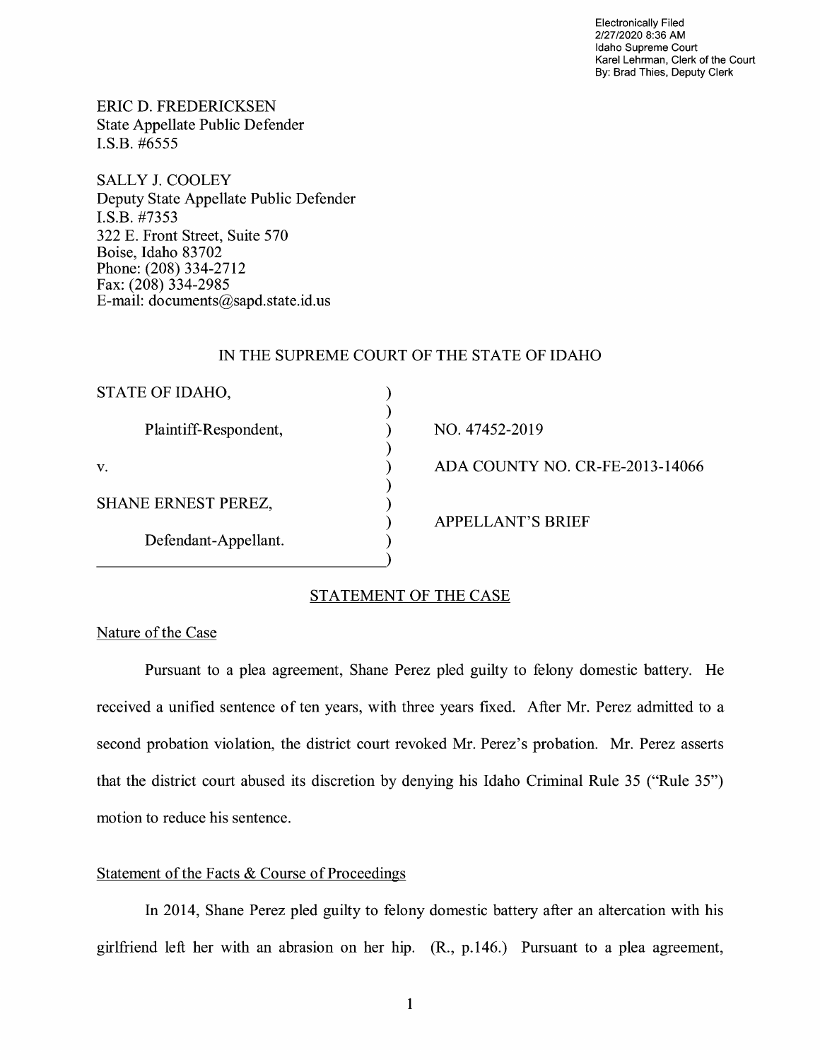Electronically Filed
2/27/2020 8:36 AM
Idaho Supreme Court
Karel Lehrman, Clerk of the Court
By: Brad Thies, Deputy Clerk

ERIC D. FREDERICKSEN
State Appellate Public Defender
I.S.B. #6555

SALLY J. COOLEY
Deputy State Appellate Public Defender
I.S.B. #7353
322 E. Front Street, Suite 570
Boise, Idaho 83702
Phone: (208) 334-2712
Fax: (208) 334-2985
E-mail: documents@sapd.state.id.us

IN THE SUPREME COURT OF THE STATE OF IDAHO

| | | |
|---|---|---|
| STATE OF IDAHO, | ) | |
| Plaintiff-Respondent, | ) | NO. 47452-2019 |
| v. | ) | ADA COUNTY NO. CR-FE-2013-14066 |
| SHANE ERNEST PEREZ, | ) | |
| Defendant-Appellant. | ) | APPELLANT'S BRIEF |

## STATEMENT OF THE CASE

### Nature of the Case

Pursuant to a plea agreement, Shane Perez pled guilty to felony domestic battery. He received a unified sentence of ten years, with three years fixed. After Mr. Perez admitted to a second probation violation, the district court revoked Mr. Perez's probation. Mr. Perez asserts that the district court abused its discretion by denying his Idaho Criminal Rule 35 ("Rule 35") motion to reduce his sentence.

### Statement of the Facts & Course of Proceedings

In 2014, Shane Perez pled guilty to felony domestic battery after an altercation with his girlfriend left her with an abrasion on her hip. (R., p.146.) Pursuant to a plea agreement,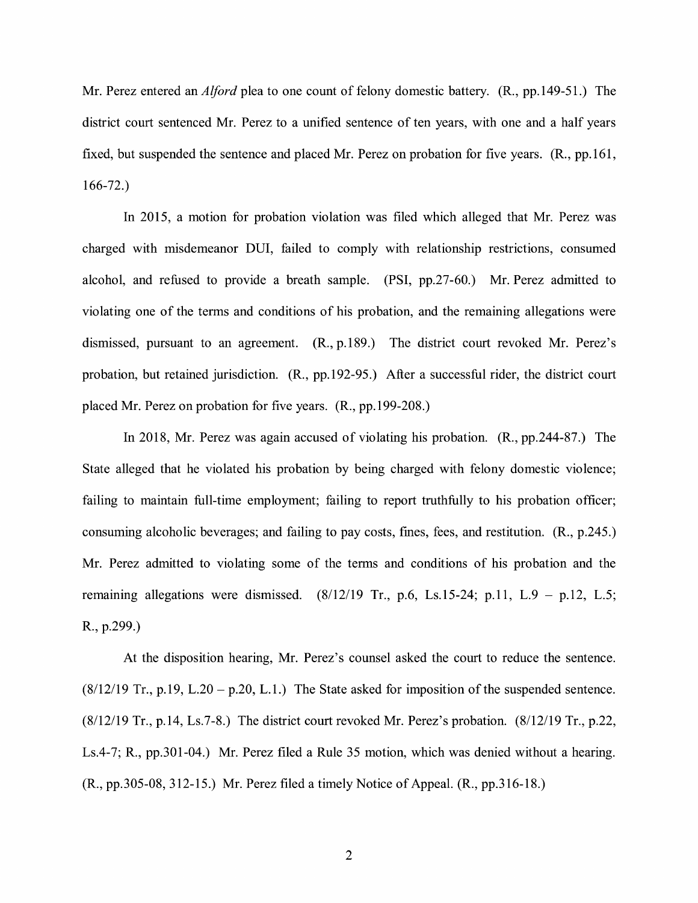Mr. Perez entered an *Alford* plea to one count of felony domestic battery. (R., pp.149-51.) The district court sentenced Mr. Perez to a unified sentence of ten years, with one and a half years fixed, but suspended the sentence and placed Mr. Perez on probation for five years. (R., pp.161, 166-72.)

In 2015, a motion for probation violation was filed which alleged that Mr. Perez was charged with misdemeanor DUI, failed to comply with relationship restrictions, consumed alcohol, and refused to provide a breath sample. (PSI, pp.27-60.) Mr. Perez admitted to violating one of the terms and conditions of his probation, and the remaining allegations were dismissed, pursuant to an agreement. (R., p.189.) The district court revoked Mr. Perez's probation, but retained jurisdiction. (R., pp.192-95.) After a successful rider, the district court placed Mr. Perez on probation for five years. (R., pp.199-208.)

In 2018, Mr. Perez was again accused of violating his probation. (R., pp.244-87.) The State alleged that he violated his probation by being charged with felony domestic violence; failing to maintain full-time employment; failing to report truthfully to his probation officer; consuming alcoholic beverages; and failing to pay costs, fines, fees, and restitution. (R., p.245.) Mr. Perez admitted to violating some of the terms and conditions of his probation and the remaining allegations were dismissed. (8/12/19 Tr., p.6, Ls.15-24; p.11, L.9 – p.12, L.5; R., p.299.)

At the disposition hearing, Mr. Perez's counsel asked the court to reduce the sentence. (8/12/19 Tr., p.19, L.20 – p.20, L.1.) The State asked for imposition of the suspended sentence. (8/12/19 Tr., p.14, Ls.7-8.) The district court revoked Mr. Perez's probation. (8/12/19 Tr., p.22, Ls.4-7; R., pp.301-04.) Mr. Perez filed a Rule 35 motion, which was denied without a hearing. (R., pp.305-08, 312-15.) Mr. Perez filed a timely Notice of Appeal. (R., pp.316-18.)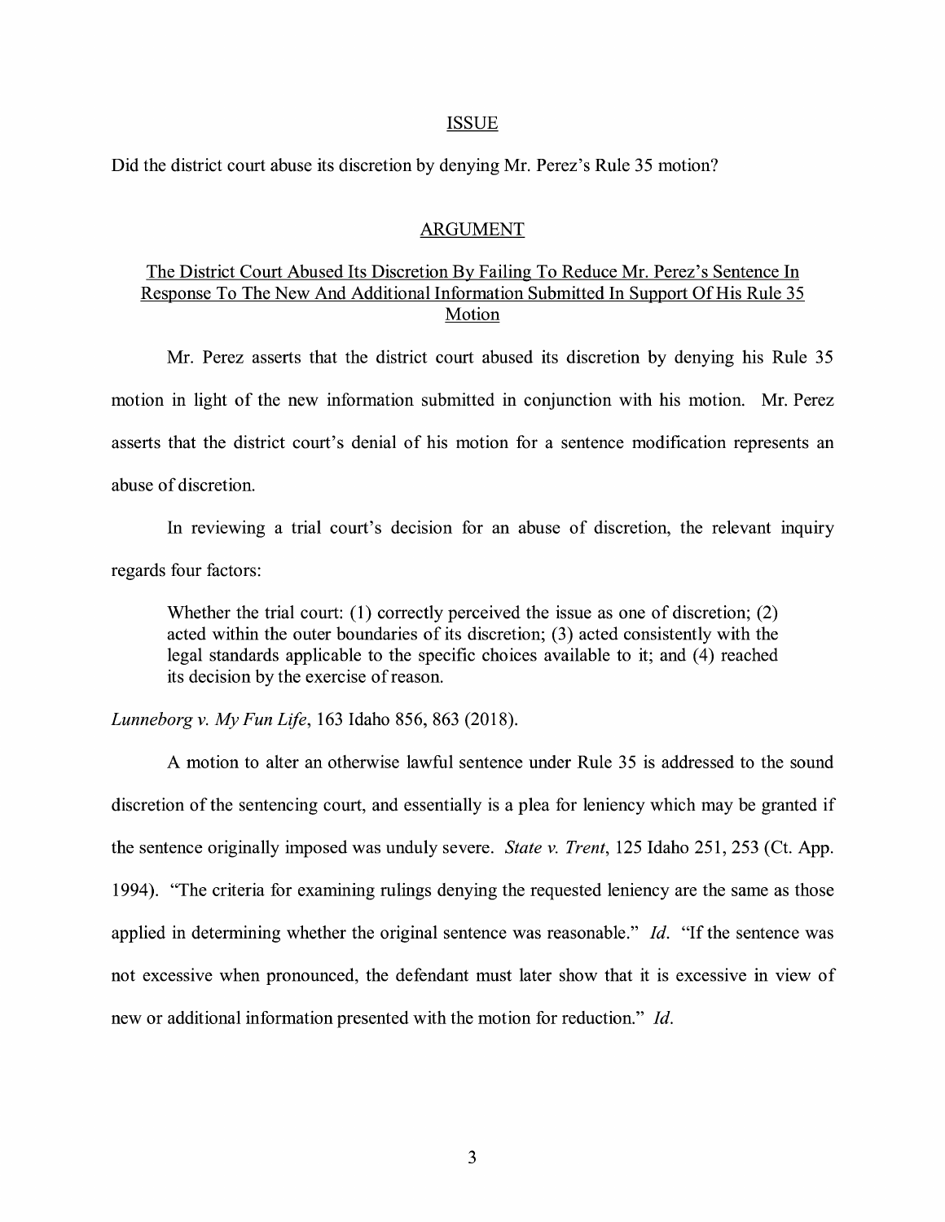## ISSUE

Did the district court abuse its discretion by denying Mr. Perez's Rule 35 motion?

## ARGUMENT

### The District Court Abused Its Discretion By Failing To Reduce Mr. Perez's Sentence In Response To The New And Additional Information Submitted In Support Of His Rule 35 Motion

Mr. Perez asserts that the district court abused its discretion by denying his Rule 35 motion in light of the new information submitted in conjunction with his motion. Mr. Perez asserts that the district court's denial of his motion for a sentence modification represents an abuse of discretion.

In reviewing a trial court's decision for an abuse of discretion, the relevant inquiry regards four factors:

> Whether the trial court: (1) correctly perceived the issue as one of discretion; (2) acted within the outer boundaries of its discretion; (3) acted consistently with the legal standards applicable to the specific choices available to it; and (4) reached its decision by the exercise of reason.

*Lunneborg v. My Fun Life*, 163 Idaho 856, 863 (2018).

A motion to alter an otherwise lawful sentence under Rule 35 is addressed to the sound discretion of the sentencing court, and essentially is a plea for leniency which may be granted if the sentence originally imposed was unduly severe. *State v. Trent*, 125 Idaho 251, 253 (Ct. App. 1994). "The criteria for examining rulings denying the requested leniency are the same as those applied in determining whether the original sentence was reasonable." *Id*. "If the sentence was not excessive when pronounced, the defendant must later show that it is excessive in view of new or additional information presented with the motion for reduction." *Id*.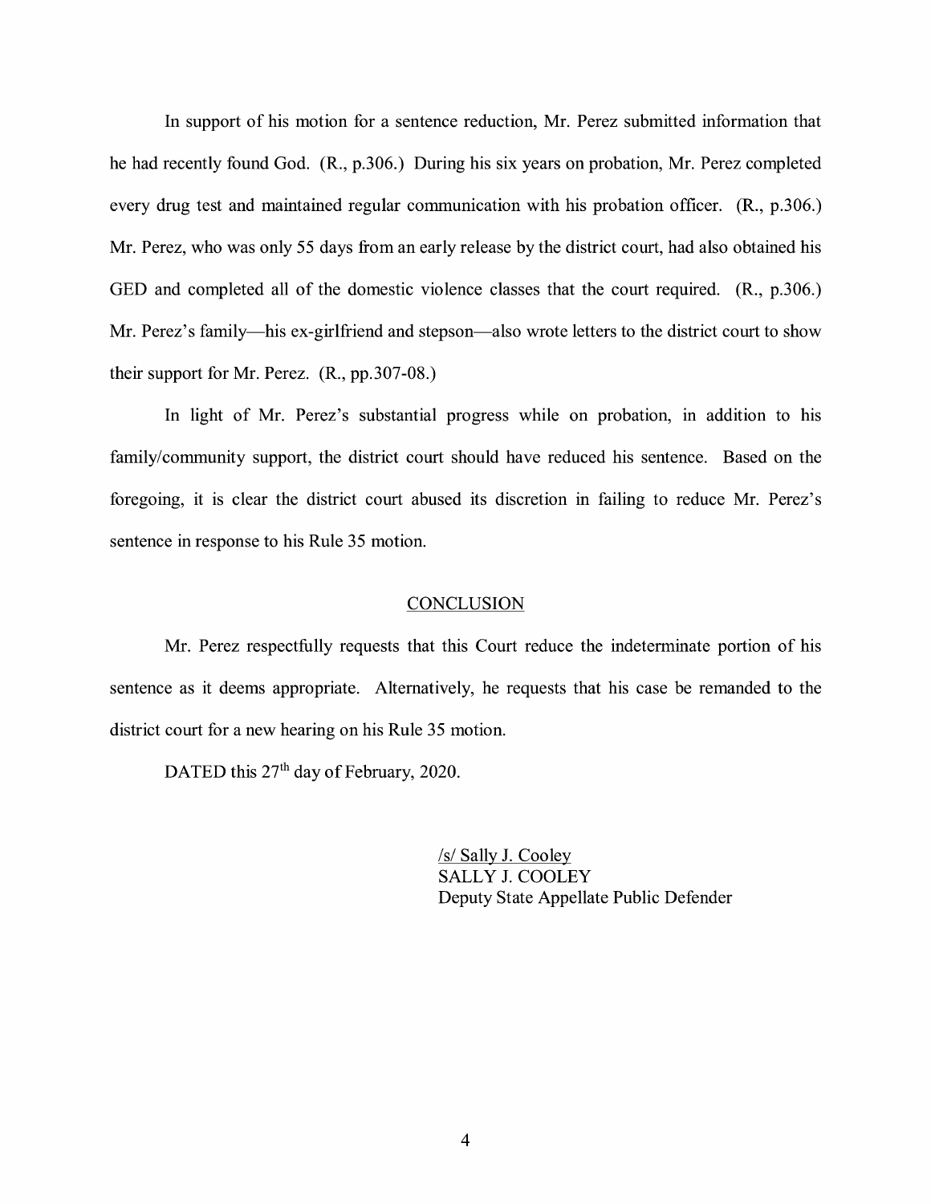In support of his motion for a sentence reduction, Mr. Perez submitted information that he had recently found God. (R., p.306.) During his six years on probation, Mr. Perez completed every drug test and maintained regular communication with his probation officer. (R., p.306.) Mr. Perez, who was only 55 days from an early release by the district court, had also obtained his GED and completed all of the domestic violence classes that the court required. (R., p.306.) Mr. Perez's family—his ex-girlfriend and stepson—also wrote letters to the district court to show their support for Mr. Perez. (R., pp.307-08.)

In light of Mr. Perez's substantial progress while on probation, in addition to his family/community support, the district court should have reduced his sentence. Based on the foregoing, it is clear the district court abused its discretion in failing to reduce Mr. Perez's sentence in response to his Rule 35 motion.

## CONCLUSION

Mr. Perez respectfully requests that this Court reduce the indeterminate portion of his sentence as it deems appropriate. Alternatively, he requests that his case be remanded to the district court for a new hearing on his Rule 35 motion.

DATED this 27th day of February, 2020.

/s/ Sally J. Cooley
SALLY J. COOLEY
Deputy State Appellate Public Defender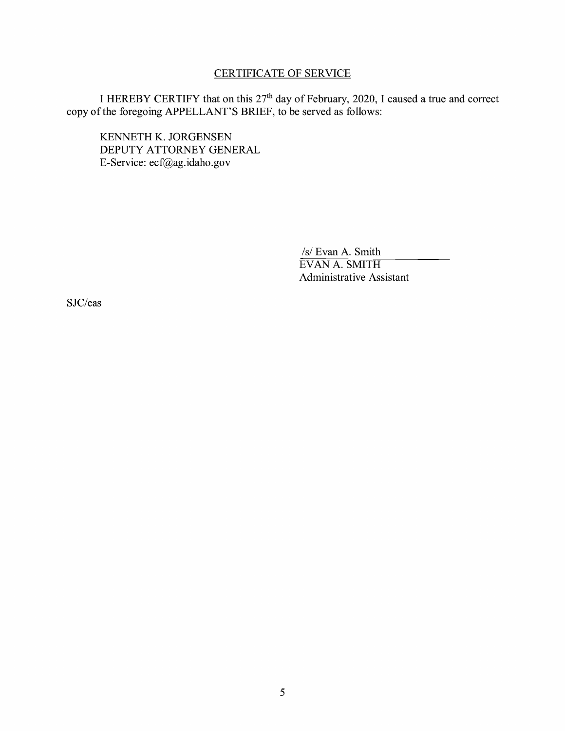## CERTIFICATE OF SERVICE

I HEREBY CERTIFY that on this 27th day of February, 2020, I caused a true and correct copy of the foregoing APPELLANT'S BRIEF, to be served as follows:

KENNETH K. JORGENSEN
DEPUTY ATTORNEY GENERAL
E-Service: ecf@ag.idaho.gov

/s/ Evan A. Smith
EVAN A. SMITH
Administrative Assistant

SJC/eas